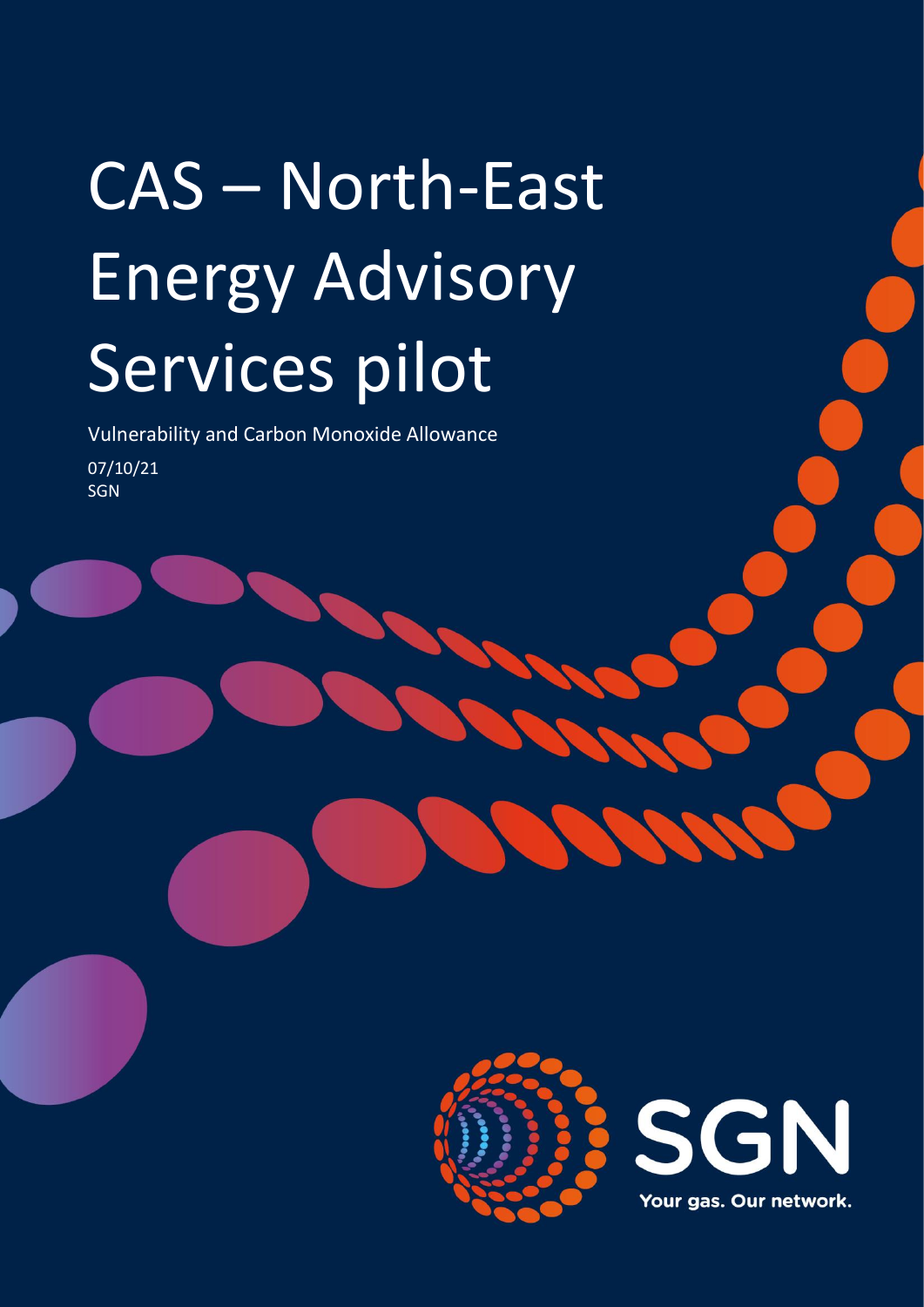# CAS – North-East Energy Advisory Services pilot

Vulnerability and Carbon Monoxide Allowance

07/10/21

SGN

SGN

Your gas. Our network.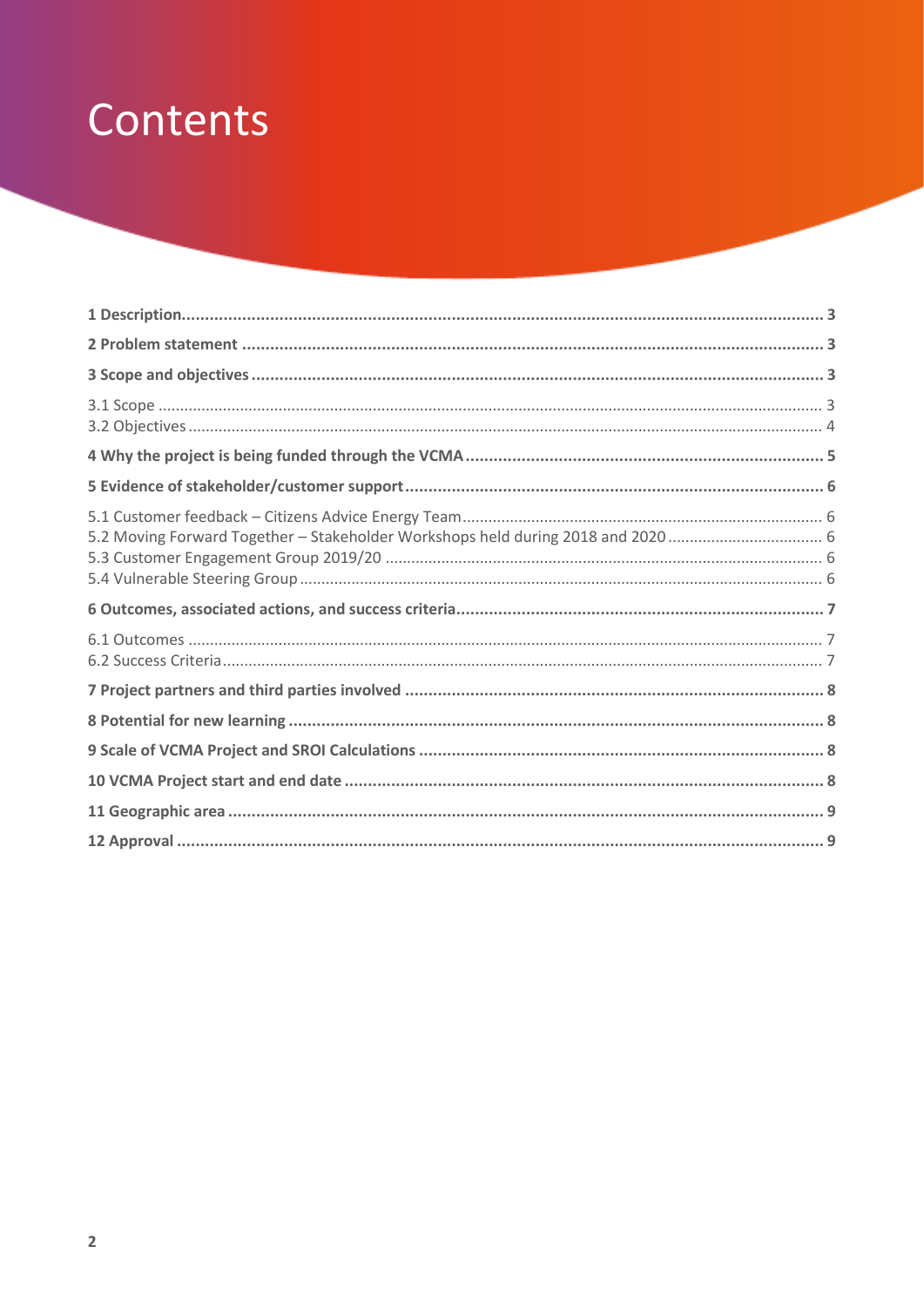# Contents

**1 Description** ........................................ 3

**2 Problem statement** ........................................ 3

**3 Scope and objectives** ........................................ 3

3.1 Scope ........................................ 3
3.2 Objectives ........................................ 4

**4 Why the project is being funded through the VCMA** ........................................ 5

**5 Evidence of stakeholder/customer support** ........................................ 6

5.1 Customer feedback – Citizens Advice Energy Team ........................................ 6
5.2 Moving Forward Together – Stakeholder Workshops held during 2018 and 2020 ........................................ 6
5.3 Customer Engagement Group 2019/20 ........................................ 6
5.4 Vulnerable Steering Group ........................................ 6

**6 Outcomes, associated actions, and success criteria** ........................................ 7

6.1 Outcomes ........................................ 7
6.2 Success Criteria ........................................ 7

**7 Project partners and third parties involved** ........................................ 8

**8 Potential for new learning** ........................................ 8

**9 Scale of VCMA Project and SROI Calculations** ........................................ 8

**10 VCMA Project start and end date** ........................................ 8

**11 Geographic area** ........................................ 9

**12 Approval** ........................................ 9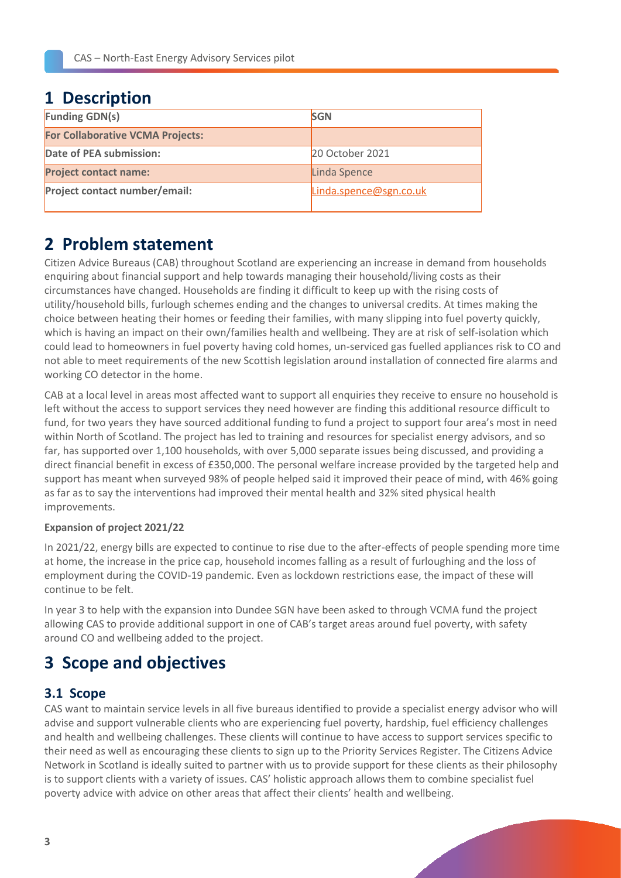# 1 Description

| Funding GDN(s) | SGN |
|---|---|
| For Collaborative VCMA Projects: | |
| Date of PEA submission: | 20 October 2021 |
| Project contact name: | Linda Spence |
| Project contact number/email: | Linda.spence@sgn.co.uk |

# 2 Problem statement

Citizen Advice Bureaus (CAB) throughout Scotland are experiencing an increase in demand from households enquiring about financial support and help towards managing their household/living costs as their circumstances have changed. Households are finding it difficult to keep up with the rising costs of utility/household bills, furlough schemes ending and the changes to universal credits. At times making the choice between heating their homes or feeding their families, with many slipping into fuel poverty quickly, which is having an impact on their own/families health and wellbeing. They are at risk of self-isolation which could lead to homeowners in fuel poverty having cold homes, un-serviced gas fuelled appliances risk to CO and not able to meet requirements of the new Scottish legislation around installation of connected fire alarms and working CO detector in the home.

CAB at a local level in areas most affected want to support all enquiries they receive to ensure no household is left without the access to support services they need however are finding this additional resource difficult to fund, for two years they have sourced additional funding to fund a project to support four area's most in need within North of Scotland. The project has led to training and resources for specialist energy advisors, and so far, has supported over 1,100 households, with over 5,000 separate issues being discussed, and providing a direct financial benefit in excess of £350,000. The personal welfare increase provided by the targeted help and support has meant when surveyed 98% of people helped said it improved their peace of mind, with 46% going as far as to say the interventions had improved their mental health and 32% sited physical health improvements.

**Expansion of project 2021/22**

In 2021/22, energy bills are expected to continue to rise due to the after-effects of people spending more time at home, the increase in the price cap, household incomes falling as a result of furloughing and the loss of employment during the COVID-19 pandemic. Even as lockdown restrictions ease, the impact of these will continue to be felt.

In year 3 to help with the expansion into Dundee SGN have been asked to through VCMA fund the project allowing CAS to provide additional support in one of CAB's target areas around fuel poverty, with safety around CO and wellbeing added to the project.

# 3 Scope and objectives

## 3.1 Scope

CAS want to maintain service levels in all five bureaus identified to provide a specialist energy advisor who will advise and support vulnerable clients who are experiencing fuel poverty, hardship, fuel efficiency challenges and health and wellbeing challenges. These clients will continue to have access to support services specific to their need as well as encouraging these clients to sign up to the Priority Services Register. The Citizens Advice Network in Scotland is ideally suited to partner with us to provide support for these clients as their philosophy is to support clients with a variety of issues. CAS' holistic approach allows them to combine specialist fuel poverty advice with advice on other areas that affect their clients' health and wellbeing.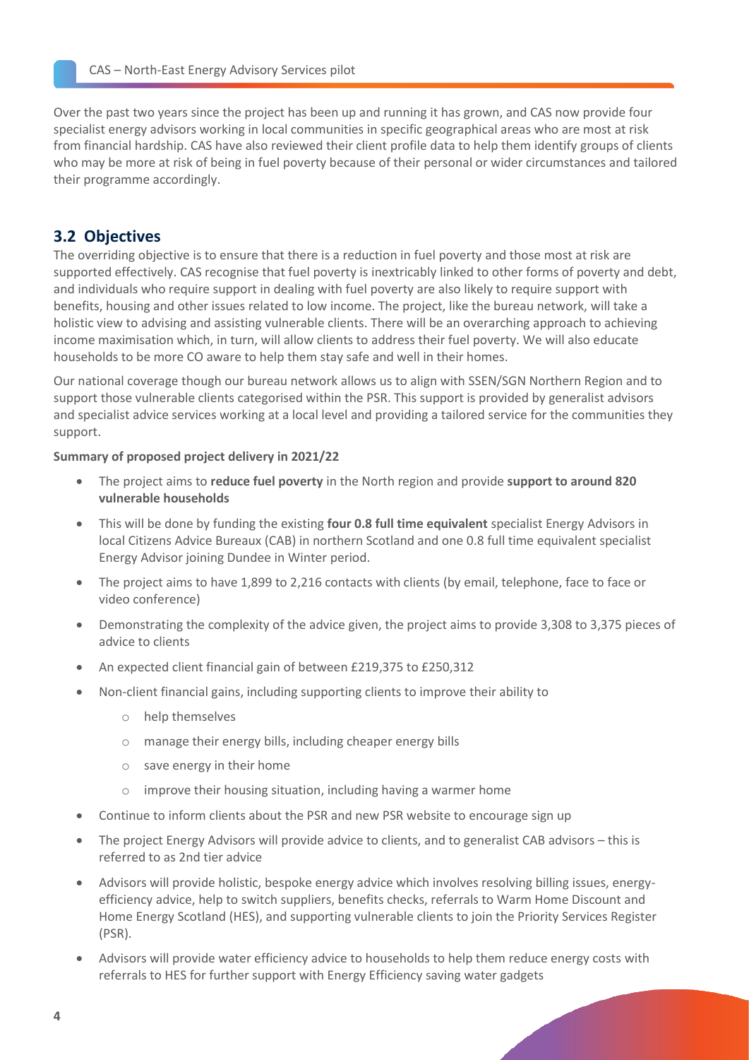Over the past two years since the project has been up and running it has grown, and CAS now provide four specialist energy advisors working in local communities in specific geographical areas who are most at risk from financial hardship. CAS have also reviewed their client profile data to help them identify groups of clients who may be more at risk of being in fuel poverty because of their personal or wider circumstances and tailored their programme accordingly.

## 3.2 Objectives

The overriding objective is to ensure that there is a reduction in fuel poverty and those most at risk are supported effectively. CAS recognise that fuel poverty is inextricably linked to other forms of poverty and debt, and individuals who require support in dealing with fuel poverty are also likely to require support with benefits, housing and other issues related to low income. The project, like the bureau network, will take a holistic view to advising and assisting vulnerable clients. There will be an overarching approach to achieving income maximisation which, in turn, will allow clients to address their fuel poverty. We will also educate households to be more CO aware to help them stay safe and well in their homes.

Our national coverage though our bureau network allows us to align with SSEN/SGN Northern Region and to support those vulnerable clients categorised within the PSR. This support is provided by generalist advisors and specialist advice services working at a local level and providing a tailored service for the communities they support.

**Summary of proposed project delivery in 2021/22**

- The project aims to **reduce fuel poverty** in the North region and provide **support to around 820 vulnerable households**
- This will be done by funding the existing **four 0.8 full time equivalent** specialist Energy Advisors in local Citizens Advice Bureaux (CAB) in northern Scotland and one 0.8 full time equivalent specialist Energy Advisor joining Dundee in Winter period.
- The project aims to have 1,899 to 2,216 contacts with clients (by email, telephone, face to face or video conference)
- Demonstrating the complexity of the advice given, the project aims to provide 3,308 to 3,375 pieces of advice to clients
- An expected client financial gain of between £219,375 to £250,312
- Non-client financial gains, including supporting clients to improve their ability to
  - help themselves
  - manage their energy bills, including cheaper energy bills
  - save energy in their home
  - improve their housing situation, including having a warmer home
- Continue to inform clients about the PSR and new PSR website to encourage sign up
- The project Energy Advisors will provide advice to clients, and to generalist CAB advisors – this is referred to as 2nd tier advice
- Advisors will provide holistic, bespoke energy advice which involves resolving billing issues, energy-efficiency advice, help to switch suppliers, benefits checks, referrals to Warm Home Discount and Home Energy Scotland (HES), and supporting vulnerable clients to join the Priority Services Register (PSR).
- Advisors will provide water efficiency advice to households to help them reduce energy costs with referrals to HES for further support with Energy Efficiency saving water gadgets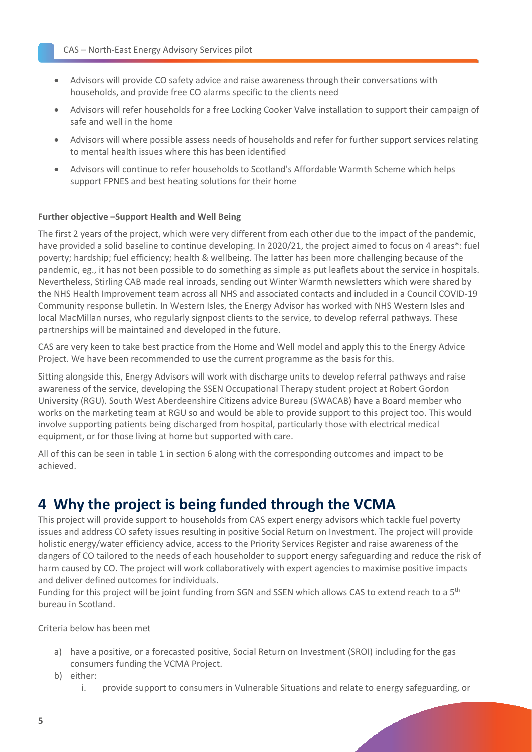- Advisors will provide CO safety advice and raise awareness through their conversations with households, and provide free CO alarms specific to the clients need
- Advisors will refer households for a free Locking Cooker Valve installation to support their campaign of safe and well in the home
- Advisors will where possible assess needs of households and refer for further support services relating to mental health issues where this has been identified
- Advisors will continue to refer households to Scotland's Affordable Warmth Scheme which helps support FPNES and best heating solutions for their home

**Further objective –Support Health and Well Being**

The first 2 years of the project, which were very different from each other due to the impact of the pandemic, have provided a solid baseline to continue developing. In 2020/21, the project aimed to focus on 4 areas*: fuel poverty; hardship; fuel efficiency; health & wellbeing. The latter has been more challenging because of the pandemic, eg., it has not been possible to do something as simple as put leaflets about the service in hospitals. Nevertheless, Stirling CAB made real inroads, sending out Winter Warmth newsletters which were shared by the NHS Health Improvement team across all NHS and associated contacts and included in a Council COVID-19 Community response bulletin. In Western Isles, the Energy Advisor has worked with NHS Western Isles and local MacMillan nurses, who regularly signpost clients to the service, to develop referral pathways. These partnerships will be maintained and developed in the future.

CAS are very keen to take best practice from the Home and Well model and apply this to the Energy Advice Project. We have been recommended to use the current programme as the basis for this.

Sitting alongside this, Energy Advisors will work with discharge units to develop referral pathways and raise awareness of the service, developing the SSEN Occupational Therapy student project at Robert Gordon University (RGU). South West Aberdeenshire Citizens advice Bureau (SWACAB) have a Board member who works on the marketing team at RGU so and would be able to provide support to this project too. This would involve supporting patients being discharged from hospital, particularly those with electrical medical equipment, or for those living at home but supported with care.

All of this can be seen in table 1 in section 6 along with the corresponding outcomes and impact to be achieved.

# 4 Why the project is being funded through the VCMA

This project will provide support to households from CAS expert energy advisors which tackle fuel poverty issues and address CO safety issues resulting in positive Social Return on Investment. The project will provide holistic energy/water efficiency advice, access to the Priority Services Register and raise awareness of the dangers of CO tailored to the needs of each householder to support energy safeguarding and reduce the risk of harm caused by CO. The project will work collaboratively with expert agencies to maximise positive impacts and deliver defined outcomes for individuals.

Funding for this project will be joint funding from SGN and SSEN which allows CAS to extend reach to a 5th bureau in Scotland.

Criteria below has been met

a) have a positive, or a forecasted positive, Social Return on Investment (SROI) including for the gas consumers funding the VCMA Project.

b) either:

   i. provide support to consumers in Vulnerable Situations and relate to energy safeguarding, or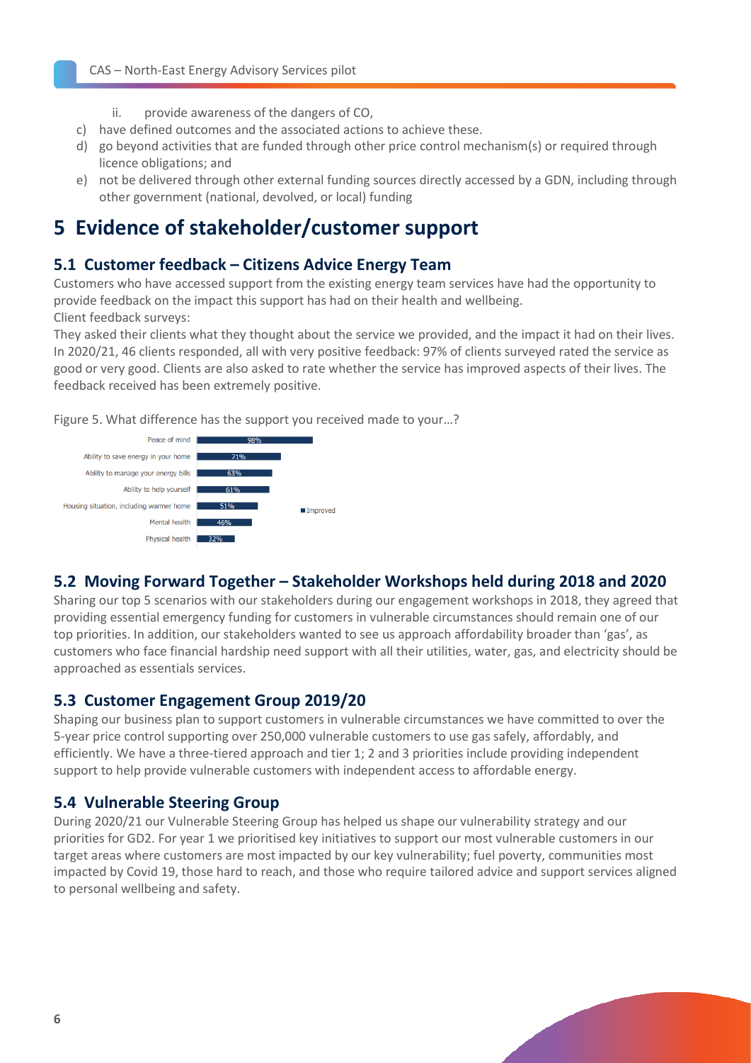ii. provide awareness of the dangers of CO,

c) have defined outcomes and the associated actions to achieve these.
d) go beyond activities that are funded through other price control mechanism(s) or required through licence obligations; and
e) not be delivered through other external funding sources directly accessed by a GDN, including through other government (national, devolved, or local) funding

# 5 Evidence of stakeholder/customer support

## 5.1 Customer feedback – Citizens Advice Energy Team

Customers who have accessed support from the existing energy team services have had the opportunity to provide feedback on the impact this support has had on their health and wellbeing.

Client feedback surveys:

They asked their clients what they thought about the service we provided, and the impact it had on their lives. In 2020/21, 46 clients responded, all with very positive feedback: 97% of clients surveyed rated the service as good or very good. Clients are also asked to rate whether the service has improved aspects of their lives. The feedback received has been extremely positive.

Figure 5. What difference has the support you received made to your…?

| | Improved |
|---|---|
| Peace of mind | 98% |
| Ability to save energy in your home | 71% |
| Ability to manage your energy bills | 63% |
| Ability to help yourself | 61% |
| Housing situation, including warmer home | 51% |
| Mental health | 46% |
| Physical health | 32% |

## 5.2 Moving Forward Together – Stakeholder Workshops held during 2018 and 2020

Sharing our top 5 scenarios with our stakeholders during our engagement workshops in 2018, they agreed that providing essential emergency funding for customers in vulnerable circumstances should remain one of our top priorities. In addition, our stakeholders wanted to see us approach affordability broader than 'gas', as customers who face financial hardship need support with all their utilities, water, gas, and electricity should be approached as essentials services.

## 5.3 Customer Engagement Group 2019/20

Shaping our business plan to support customers in vulnerable circumstances we have committed to over the 5-year price control supporting over 250,000 vulnerable customers to use gas safely, affordably, and efficiently. We have a three-tiered approach and tier 1; 2 and 3 priorities include providing independent support to help provide vulnerable customers with independent access to affordable energy.

## 5.4 Vulnerable Steering Group

During 2020/21 our Vulnerable Steering Group has helped us shape our vulnerability strategy and our priorities for GD2. For year 1 we prioritised key initiatives to support our most vulnerable customers in our target areas where customers are most impacted by our key vulnerability; fuel poverty, communities most impacted by Covid 19, those hard to reach, and those who require tailored advice and support services aligned to personal wellbeing and safety.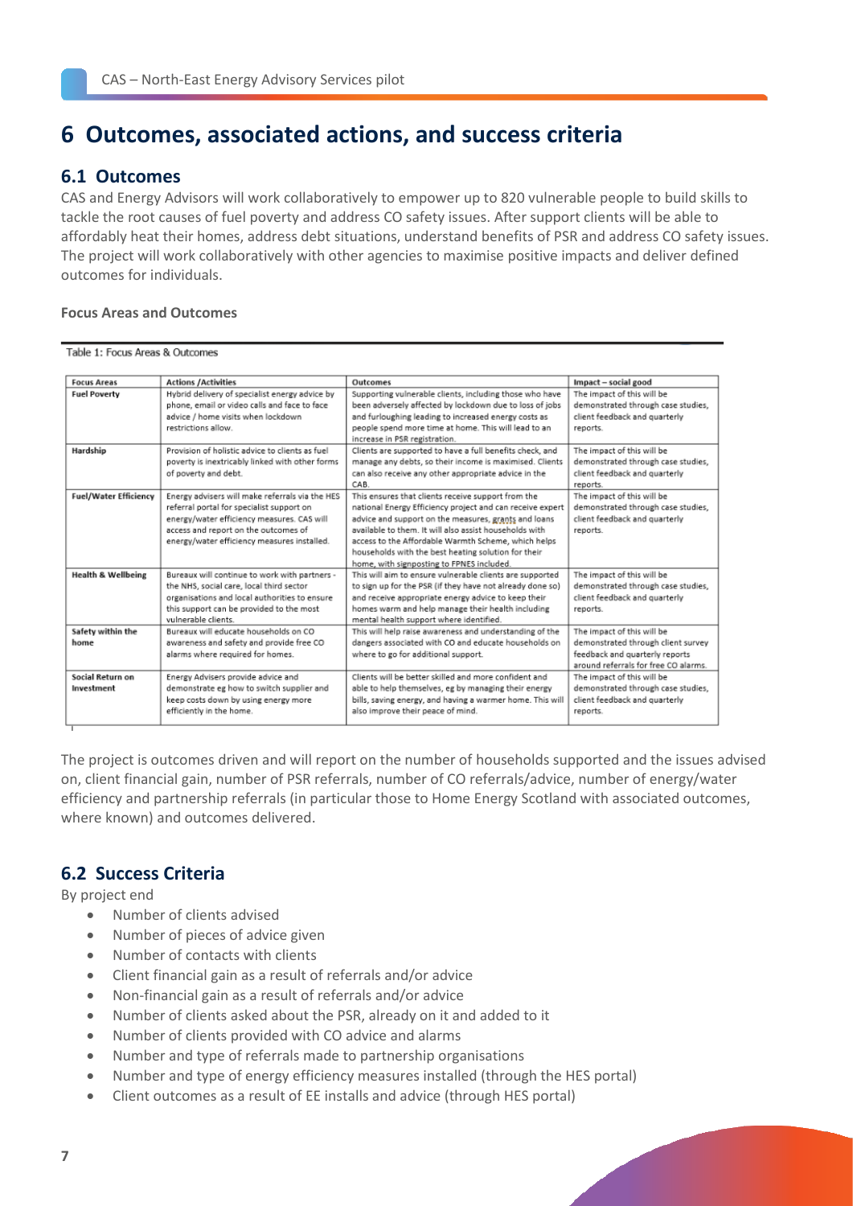# 6 Outcomes, associated actions, and success criteria

## 6.1 Outcomes

CAS and Energy Advisors will work collaboratively to empower up to 820 vulnerable people to build skills to tackle the root causes of fuel poverty and address CO safety issues. After support clients will be able to affordably heat their homes, address debt situations, understand benefits of PSR and address CO safety issues. The project will work collaboratively with other agencies to maximise positive impacts and deliver defined outcomes for individuals.

**Focus Areas and Outcomes**

Table 1: Focus Areas & Outcomes

| Focus Areas | Actions /Activities | Outcomes | Impact – social good |
|---|---|---|---|
| **Fuel Poverty** | Hybrid delivery of specialist energy advice by phone, email or video calls and face to face advice / home visits when lockdown restrictions allow. | Supporting vulnerable clients, including those who have been adversely affected by lockdown due to loss of jobs and furloughing leading to increased energy costs as people spend more time at home. This will lead to an increase in PSR registration. | The impact of this will be demonstrated through case studies, client feedback and quarterly reports. |
| **Hardship** | Provision of holistic advice to clients as fuel poverty is inextricably linked with other forms of poverty and debt. | Clients are supported to have a full benefits check, and manage any debts, so their income is maximised. Clients can also receive any other appropriate advice in the CAB. | The impact of this will be demonstrated through case studies, client feedback and quarterly reports. |
| **Fuel/Water Efficiency** | Energy advisers will make referrals via the HES referral portal for specialist support on energy/water efficiency measures. CAS will access and report on the outcomes of energy/water efficiency measures installed. | This ensures that clients receive support from the national Energy Efficiency project and can receive expert advice and support on the measures, grants and loans available to them. It will also assist households with access to the Affordable Warmth Scheme, which helps households with the best heating solution for their home, with signposting to FPNES included. | The impact of this will be demonstrated through case studies, client feedback and quarterly reports. |
| **Health & Wellbeing** | Bureaux will continue to work with partners - the NHS, social care, local third sector organisations and local authorities to ensure this support can be provided to the most vulnerable clients. | This will aim to ensure vulnerable clients are supported to sign up for the PSR (if they have not already done so) and receive appropriate energy advice to keep their homes warm and help manage their health including mental health support where identified. | The impact of this will be demonstrated through case studies, client feedback and quarterly reports. |
| **Safety within the home** | Bureaux will educate households on CO awareness and safety and provide free CO alarms where required for homes. | This will help raise awareness and understanding of the dangers associated with CO and educate households on where to go for additional support. | The impact of this will be demonstrated through client survey feedback and quarterly reports around referrals for free CO alarms. |
| **Social Return on Investment** | Energy Advisers provide advice and demonstrate eg how to switch supplier and keep costs down by using energy more efficiently in the home. | Clients will be better skilled and more confident and able to help themselves, eg by managing their energy bills, saving energy, and having a warmer home. This will also improve their peace of mind. | The impact of this will be demonstrated through case studies, client feedback and quarterly reports. |

The project is outcomes driven and will report on the number of households supported and the issues advised on, client financial gain, number of PSR referrals, number of CO referrals/advice, number of energy/water efficiency and partnership referrals (in particular those to Home Energy Scotland with associated outcomes, where known) and outcomes delivered.

## 6.2 Success Criteria

By project end

- Number of clients advised
- Number of pieces of advice given
- Number of contacts with clients
- Client financial gain as a result of referrals and/or advice
- Non-financial gain as a result of referrals and/or advice
- Number of clients asked about the PSR, already on it and added to it
- Number of clients provided with CO advice and alarms
- Number and type of referrals made to partnership organisations
- Number and type of energy efficiency measures installed (through the HES portal)
- Client outcomes as a result of EE installs and advice (through HES portal)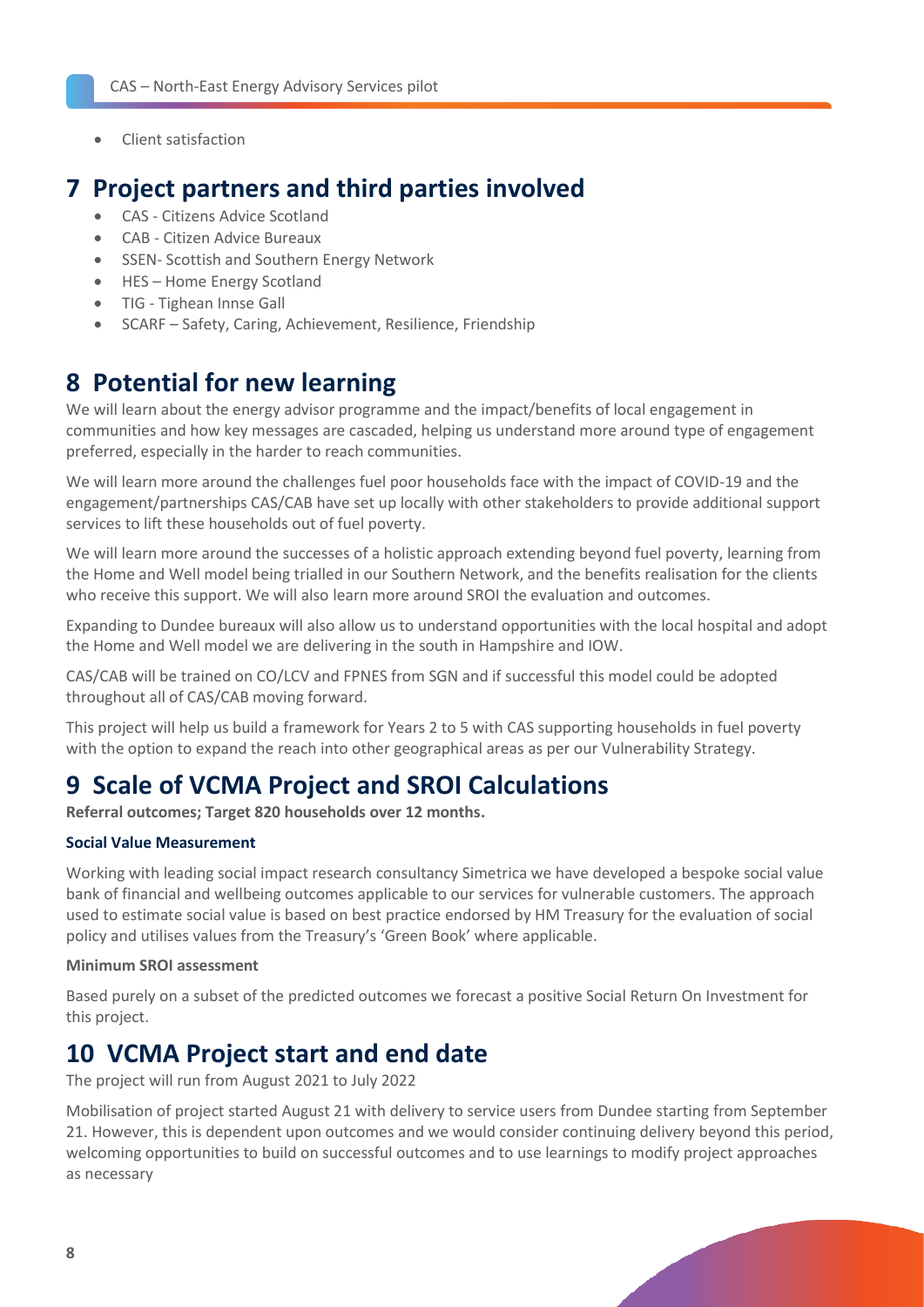- Client satisfaction

# 7 Project partners and third parties involved

- CAS - Citizens Advice Scotland
- CAB - Citizen Advice Bureaux
- SSEN- Scottish and Southern Energy Network
- HES – Home Energy Scotland
- TIG - Tighean Innse Gall
- SCARF – Safety, Caring, Achievement, Resilience, Friendship

# 8 Potential for new learning

We will learn about the energy advisor programme and the impact/benefits of local engagement in communities and how key messages are cascaded, helping us understand more around type of engagement preferred, especially in the harder to reach communities.

We will learn more around the challenges fuel poor households face with the impact of COVID-19 and the engagement/partnerships CAS/CAB have set up locally with other stakeholders to provide additional support services to lift these households out of fuel poverty.

We will learn more around the successes of a holistic approach extending beyond fuel poverty, learning from the Home and Well model being trialled in our Southern Network, and the benefits realisation for the clients who receive this support. We will also learn more around SROI the evaluation and outcomes.

Expanding to Dundee bureaux will also allow us to understand opportunities with the local hospital and adopt the Home and Well model we are delivering in the south in Hampshire and IOW.

CAS/CAB will be trained on CO/LCV and FPNES from SGN and if successful this model could be adopted throughout all of CAS/CAB moving forward.

This project will help us build a framework for Years 2 to 5 with CAS supporting households in fuel poverty with the option to expand the reach into other geographical areas as per our Vulnerability Strategy.

# 9 Scale of VCMA Project and SROI Calculations

**Referral outcomes; Target 820 households over 12 months.**

**Social Value Measurement**

Working with leading social impact research consultancy Simetrica we have developed a bespoke social value bank of financial and wellbeing outcomes applicable to our services for vulnerable customers. The approach used to estimate social value is based on best practice endorsed by HM Treasury for the evaluation of social policy and utilises values from the Treasury's 'Green Book' where applicable.

**Minimum SROI assessment**

Based purely on a subset of the predicted outcomes we forecast a positive Social Return On Investment for this project.

# 10 VCMA Project start and end date

The project will run from August 2021 to July 2022

Mobilisation of project started August 21 with delivery to service users from Dundee starting from September 21. However, this is dependent upon outcomes and we would consider continuing delivery beyond this period, welcoming opportunities to build on successful outcomes and to use learnings to modify project approaches as necessary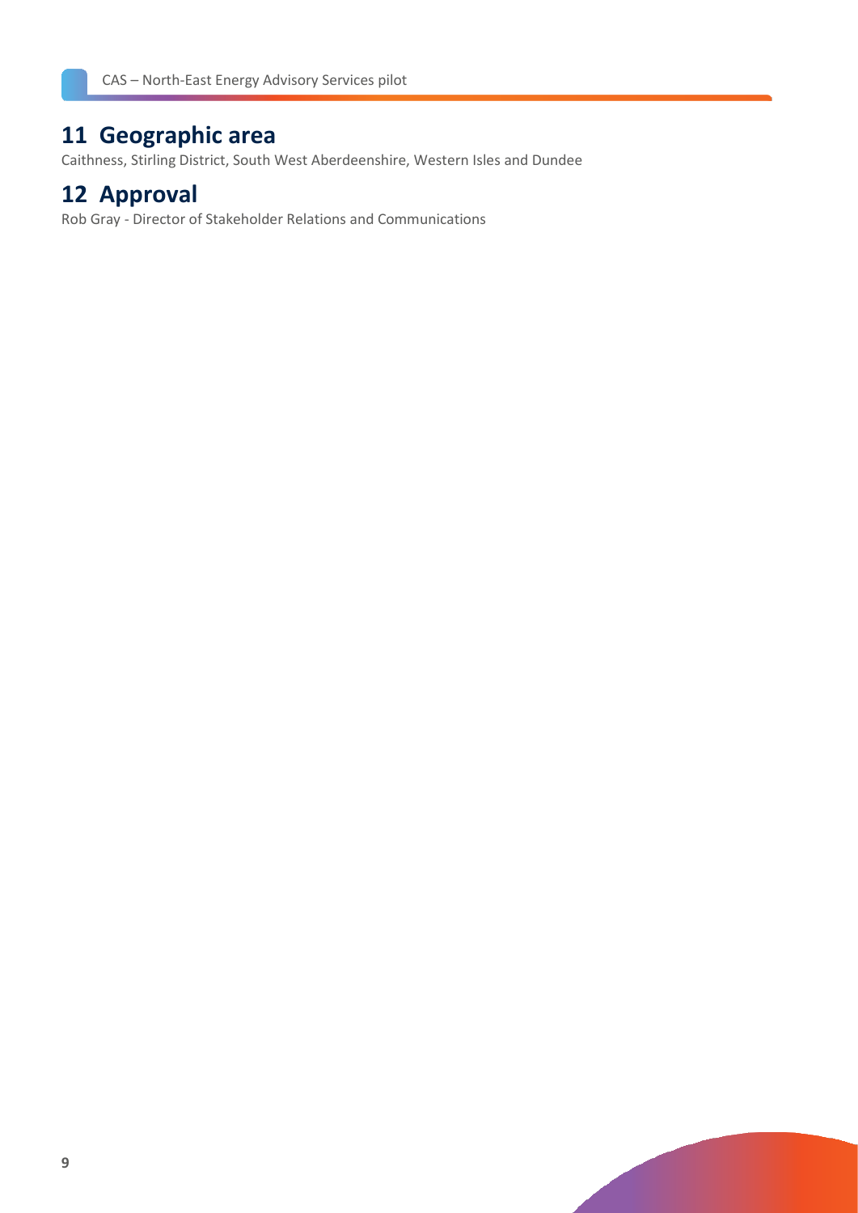## 11 Geographic area

Caithness, Stirling District, South West Aberdeenshire, Western Isles and Dundee

## 12 Approval

Rob Gray - Director of Stakeholder Relations and Communications